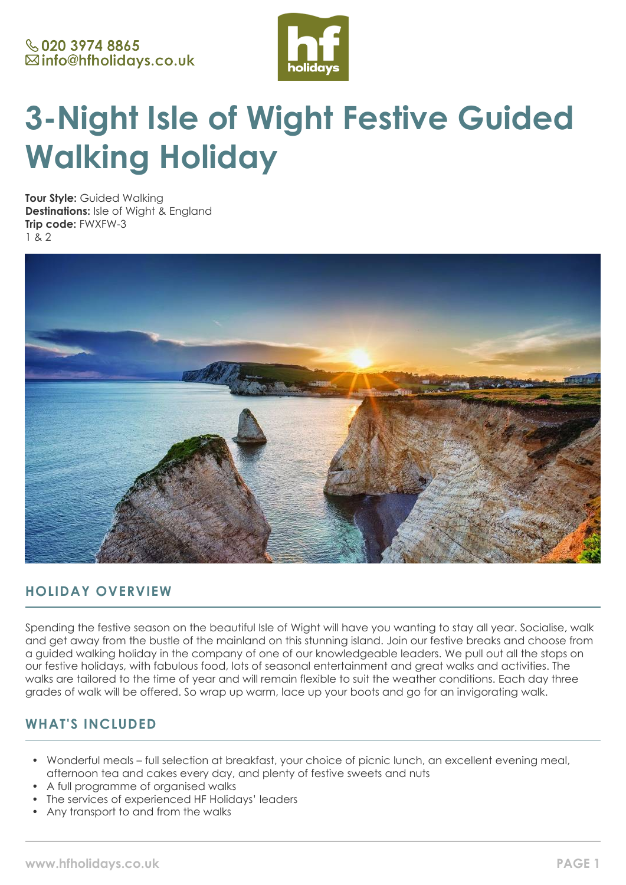020 3974 8865
info@hfholidays.co.uk

# 3-Night Isle of Wight Festive Guided Walking Holiday

**Tour Style:** Guided Walking
**Destinations:** Isle of Wight & England
**Trip code:** FWXFW-3
1 & 2

## HOLIDAY OVERVIEW

Spending the festive season on the beautiful Isle of Wight will have you wanting to stay all year. Socialise, walk and get away from the bustle of the mainland on this stunning island. Join our festive breaks and choose from a guided walking holiday in the company of one of our knowledgeable leaders. We pull out all the stops on our festive holidays, with fabulous food, lots of seasonal entertainment and great walks and activities. The walks are tailored to the time of year and will remain flexible to suit the weather conditions. Each day three grades of walk will be offered. So wrap up warm, lace up your boots and go for an invigorating walk.

## WHAT'S INCLUDED

- Wonderful meals – full selection at breakfast, your choice of picnic lunch, an excellent evening meal, afternoon tea and cakes every day, and plenty of festive sweets and nuts
- A full programme of organised walks
- The services of experienced HF Holidays' leaders
- Any transport to and from the walks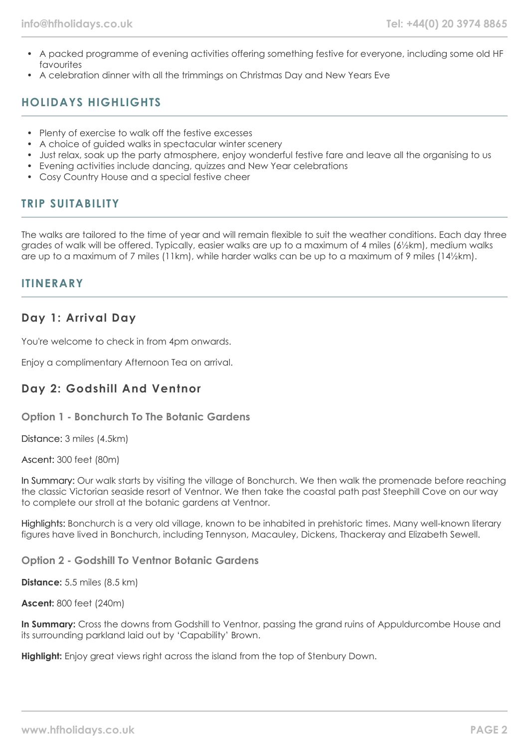- A packed programme of evening activities offering something festive for everyone, including some old HF favourites
- A celebration dinner with all the trimmings on Christmas Day and New Years Eve

## HOLIDAYS HIGHLIGHTS

- Plenty of exercise to walk off the festive excesses
- A choice of guided walks in spectacular winter scenery
- Just relax, soak up the party atmosphere, enjoy wonderful festive fare and leave all the organising to us
- Evening activities include dancing, quizzes and New Year celebrations
- Cosy Country House and a special festive cheer

## TRIP SUITABILITY

The walks are tailored to the time of year and will remain flexible to suit the weather conditions. Each day three grades of walk will be offered. Typically, easier walks are up to a maximum of 4 miles (6½km), medium walks are up to a maximum of 7 miles (11km), while harder walks can be up to a maximum of 9 miles (14½km).

## ITINERARY

### Day 1: Arrival Day

You're welcome to check in from 4pm onwards.

Enjoy a complimentary Afternoon Tea on arrival.

### Day 2: Godshill And Ventnor

#### Option 1 - Bonchurch To The Botanic Gardens

Distance: 3 miles (4.5km)

Ascent: 300 feet (80m)

In Summary: Our walk starts by visiting the village of Bonchurch. We then walk the promenade before reaching the classic Victorian seaside resort of Ventnor. We then take the coastal path past Steephill Cove on our way to complete our stroll at the botanic gardens at Ventnor.

Highlights: Bonchurch is a very old village, known to be inhabited in prehistoric times. Many well-known literary figures have lived in Bonchurch, including Tennyson, Macauley, Dickens, Thackeray and Elizabeth Sewell.

#### Option 2 - Godshill To Ventnor Botanic Gardens

**Distance:** 5.5 miles (8.5 km)

**Ascent:** 800 feet (240m)

**In Summary:** Cross the downs from Godshill to Ventnor, passing the grand ruins of Appuldurcombe House and its surrounding parkland laid out by 'Capability' Brown.

**Highlight:** Enjoy great views right across the island from the top of Stenbury Down.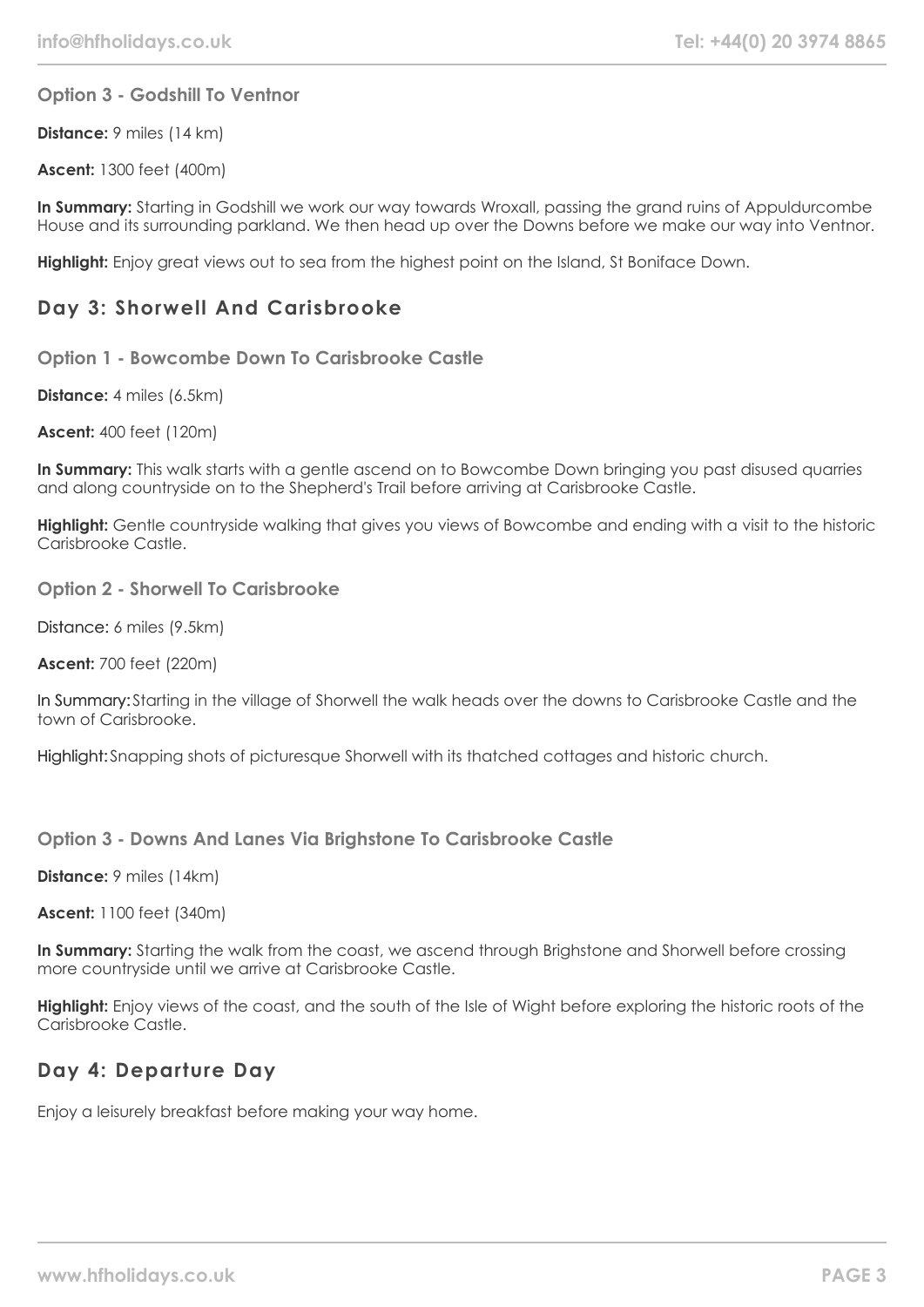### Option 3 - Godshill To Ventnor

**Distance:** 9 miles (14 km)

**Ascent:** 1300 feet (400m)

**In Summary:** Starting in Godshill we work our way towards Wroxall, passing the grand ruins of Appuldurcombe House and its surrounding parkland. We then head up over the Downs before we make our way into Ventnor.

**Highlight:** Enjoy great views out to sea from the highest point on the Island, St Boniface Down.

## Day 3: Shorwell And Carisbrooke

### Option 1 - Bowcombe Down To Carisbrooke Castle

**Distance:** 4 miles (6.5km)

**Ascent:** 400 feet (120m)

**In Summary:** This walk starts with a gentle ascend on to Bowcombe Down bringing you past disused quarries and along countryside on to the Shepherd's Trail before arriving at Carisbrooke Castle.

**Highlight:** Gentle countryside walking that gives you views of Bowcombe and ending with a visit to the historic Carisbrooke Castle.

### Option 2 - Shorwell To Carisbrooke

Distance: 6 miles (9.5km)

**Ascent:** 700 feet (220m)

In Summary: Starting in the village of Shorwell the walk heads over the downs to Carisbrooke Castle and the town of Carisbrooke.

Highlight: Snapping shots of picturesque Shorwell with its thatched cottages and historic church.

### Option 3 - Downs And Lanes Via Brighstone To Carisbrooke Castle

**Distance:** 9 miles (14km)

**Ascent:** 1100 feet (340m)

**In Summary:** Starting the walk from the coast, we ascend through Brighstone and Shorwell before crossing more countryside until we arrive at Carisbrooke Castle.

**Highlight:** Enjoy views of the coast, and the south of the Isle of Wight before exploring the historic roots of the Carisbrooke Castle.

## Day 4: Departure Day

Enjoy a leisurely breakfast before making your way home.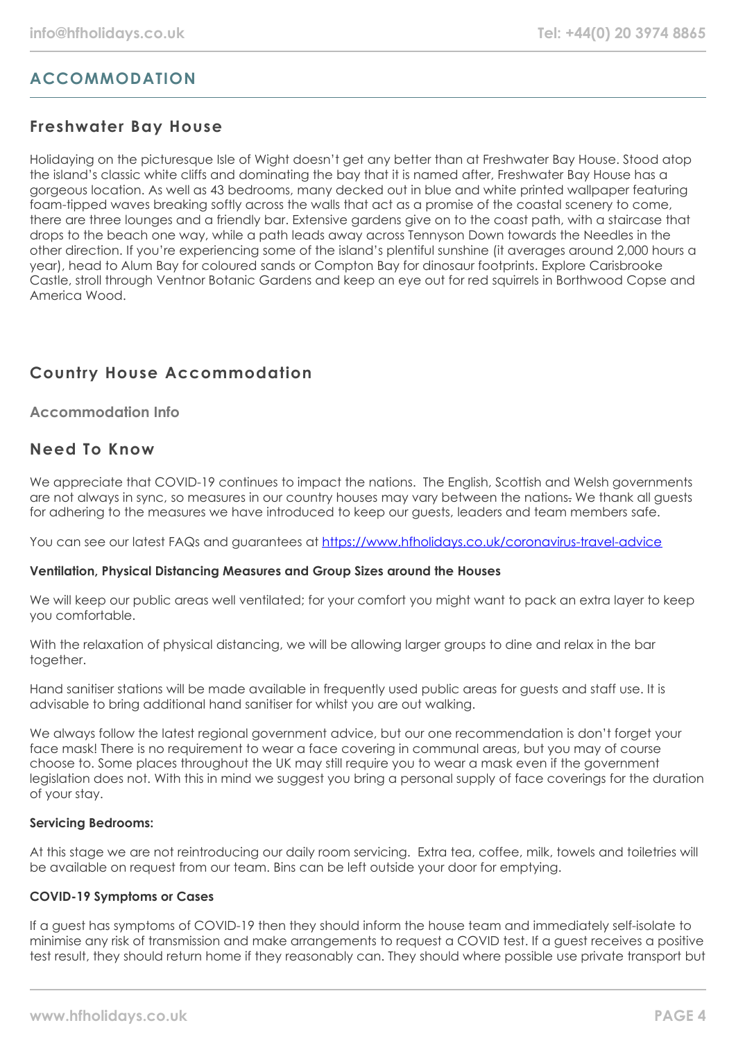## ACCOMMODATION

### Freshwater Bay House

Holidaying on the picturesque Isle of Wight doesn't get any better than at Freshwater Bay House. Stood atop the island's classic white cliffs and dominating the bay that it is named after, Freshwater Bay House has a gorgeous location. As well as 43 bedrooms, many decked out in blue and white printed wallpaper featuring foam-tipped waves breaking softly across the walls that act as a promise of the coastal scenery to come, there are three lounges and a friendly bar. Extensive gardens give on to the coast path, with a staircase that drops to the beach one way, while a path leads away across Tennyson Down towards the Needles in the other direction. If you're experiencing some of the island's plentiful sunshine (it averages around 2,000 hours a year), head to Alum Bay for coloured sands or Compton Bay for dinosaur footprints. Explore Carisbrooke Castle, stroll through Ventnor Botanic Gardens and keep an eye out for red squirrels in Borthwood Copse and America Wood.

### Country House Accommodation

#### Accommodation Info

### Need To Know

We appreciate that COVID-19 continues to impact the nations. The English, Scottish and Welsh governments are not always in sync, so measures in our country houses may vary between the nations. We thank all guests for adhering to the measures we have introduced to keep our guests, leaders and team members safe.

You can see our latest FAQs and guarantees at [https://www.hfholidays.co.uk/coronavirus-travel-advice](https://www.hfholidays.co.uk/coronavirus-travel-advice)

**Ventilation, Physical Distancing Measures and Group Sizes around the Houses**

We will keep our public areas well ventilated; for your comfort you might want to pack an extra layer to keep you comfortable.

With the relaxation of physical distancing, we will be allowing larger groups to dine and relax in the bar together.

Hand sanitiser stations will be made available in frequently used public areas for guests and staff use. It is advisable to bring additional hand sanitiser for whilst you are out walking.

We always follow the latest regional government advice, but our one recommendation is don't forget your face mask! There is no requirement to wear a face covering in communal areas, but you may of course choose to. Some places throughout the UK may still require you to wear a mask even if the government legislation does not. With this in mind we suggest you bring a personal supply of face coverings for the duration of your stay.

**Servicing Bedrooms:**

At this stage we are not reintroducing our daily room servicing. Extra tea, coffee, milk, towels and toiletries will be available on request from our team. Bins can be left outside your door for emptying.

**COVID-19 Symptoms or Cases**

If a guest has symptoms of COVID-19 then they should inform the house team and immediately self-isolate to minimise any risk of transmission and make arrangements to request a COVID test. If a guest receives a positive test result, they should return home if they reasonably can. They should where possible use private transport but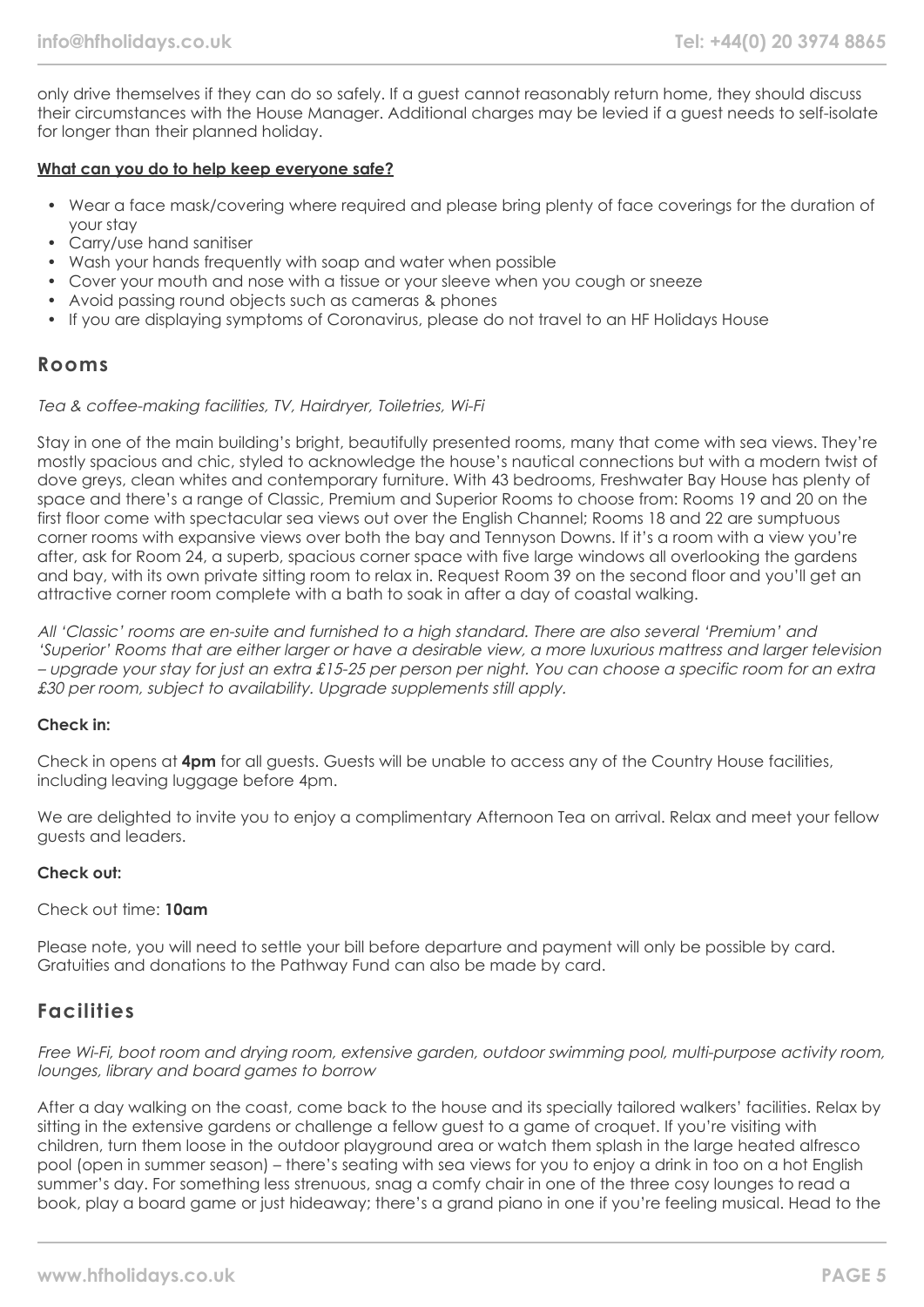only drive themselves if they can do so safely. If a guest cannot reasonably return home, they should discuss their circumstances with the House Manager. Additional charges may be levied if a guest needs to self-isolate for longer than their planned holiday.

**What can you do to help keep everyone safe?**

- Wear a face mask/covering where required and please bring plenty of face coverings for the duration of your stay
- Carry/use hand sanitiser
- Wash your hands frequently with soap and water when possible
- Cover your mouth and nose with a tissue or your sleeve when you cough or sneeze
- Avoid passing round objects such as cameras & phones
- If you are displaying symptoms of Coronavirus, please do not travel to an HF Holidays House

## Rooms

*Tea & coffee-making facilities, TV, Hairdryer, Toiletries, Wi-Fi*

Stay in one of the main building's bright, beautifully presented rooms, many that come with sea views. They're mostly spacious and chic, styled to acknowledge the house's nautical connections but with a modern twist of dove greys, clean whites and contemporary furniture. With 43 bedrooms, Freshwater Bay House has plenty of space and there's a range of Classic, Premium and Superior Rooms to choose from: Rooms 19 and 20 on the first floor come with spectacular sea views out over the English Channel; Rooms 18 and 22 are sumptuous corner rooms with expansive views over both the bay and Tennyson Downs. If it's a room with a view you're after, ask for Room 24, a superb, spacious corner space with five large windows all overlooking the gardens and bay, with its own private sitting room to relax in. Request Room 39 on the second floor and you'll get an attractive corner room complete with a bath to soak in after a day of coastal walking.

*All 'Classic' rooms are en-suite and furnished to a high standard. There are also several 'Premium' and 'Superior' Rooms that are either larger or have a desirable view, a more luxurious mattress and larger television – upgrade your stay for just an extra £15-25 per person per night. You can choose a specific room for an extra £30 per room, subject to availability. Upgrade supplements still apply.*

**Check in:**

Check in opens at **4pm** for all guests. Guests will be unable to access any of the Country House facilities, including leaving luggage before 4pm.

We are delighted to invite you to enjoy a complimentary Afternoon Tea on arrival. Relax and meet your fellow guests and leaders.

**Check out:**

Check out time: **10am**

Please note, you will need to settle your bill before departure and payment will only be possible by card. Gratuities and donations to the Pathway Fund can also be made by card.

## Facilities

*Free Wi-Fi, boot room and drying room, extensive garden, outdoor swimming pool, multi-purpose activity room, lounges, library and board games to borrow*

After a day walking on the coast, come back to the house and its specially tailored walkers' facilities. Relax by sitting in the extensive gardens or challenge a fellow guest to a game of croquet. If you're visiting with children, turn them loose in the outdoor playground area or watch them splash in the large heated alfresco pool (open in summer season) – there's seating with sea views for you to enjoy a drink in too on a hot English summer's day. For something less strenuous, snag a comfy chair in one of the three cosy lounges to read a book, play a board game or just hideaway; there's a grand piano in one if you're feeling musical. Head to the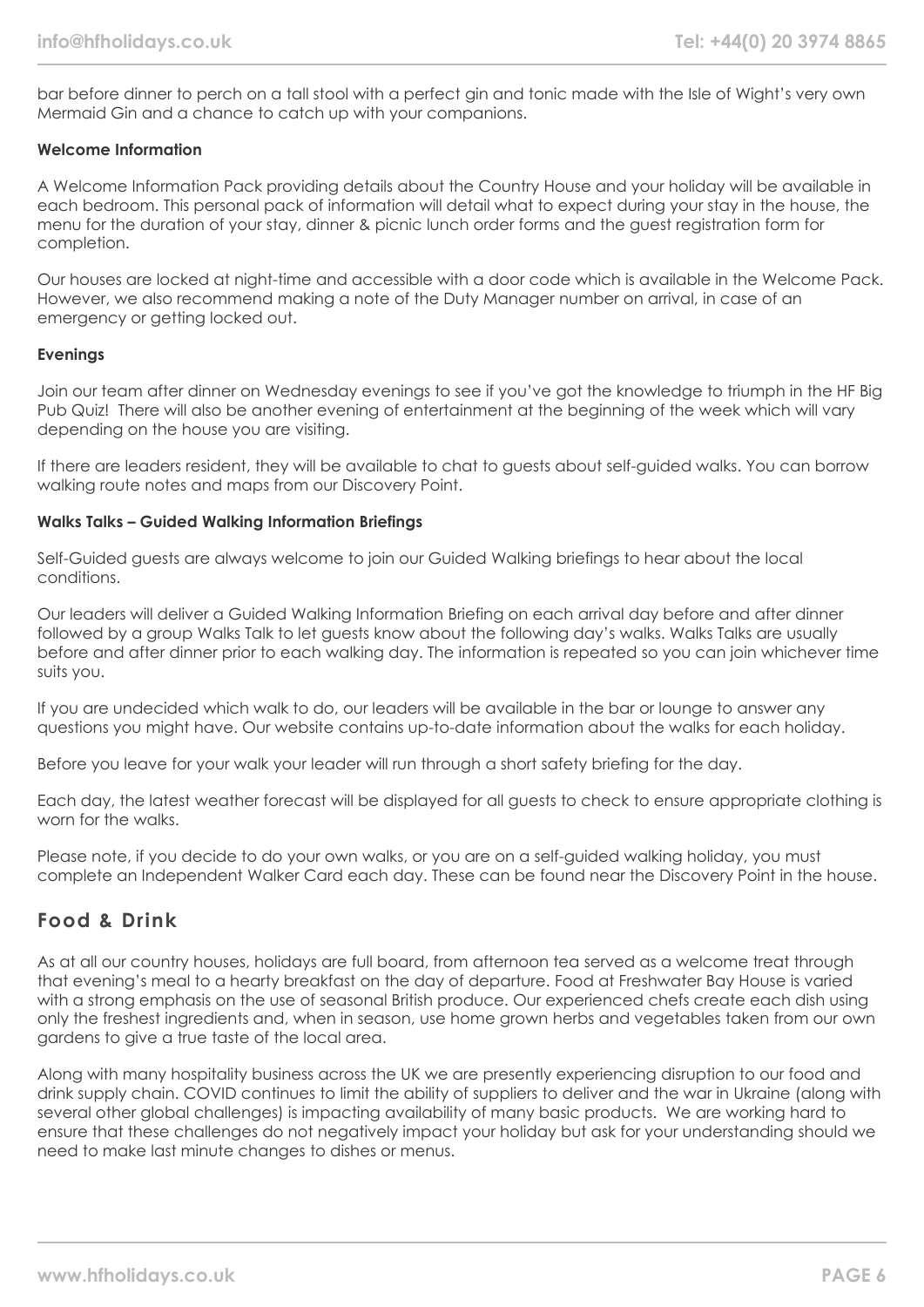bar before dinner to perch on a tall stool with a perfect gin and tonic made with the Isle of Wight's very own Mermaid Gin and a chance to catch up with your companions.

**Welcome Information**

A Welcome Information Pack providing details about the Country House and your holiday will be available in each bedroom. This personal pack of information will detail what to expect during your stay in the house, the menu for the duration of your stay, dinner & picnic lunch order forms and the guest registration form for completion.

Our houses are locked at night-time and accessible with a door code which is available in the Welcome Pack. However, we also recommend making a note of the Duty Manager number on arrival, in case of an emergency or getting locked out.

**Evenings**

Join our team after dinner on Wednesday evenings to see if you've got the knowledge to triumph in the HF Big Pub Quiz! There will also be another evening of entertainment at the beginning of the week which will vary depending on the house you are visiting.

If there are leaders resident, they will be available to chat to guests about self-guided walks. You can borrow walking route notes and maps from our Discovery Point.

**Walks Talks – Guided Walking Information Briefings**

Self-Guided guests are always welcome to join our Guided Walking briefings to hear about the local conditions.

Our leaders will deliver a Guided Walking Information Briefing on each arrival day before and after dinner followed by a group Walks Talk to let guests know about the following day's walks. Walks Talks are usually before and after dinner prior to each walking day. The information is repeated so you can join whichever time suits you.

If you are undecided which walk to do, our leaders will be available in the bar or lounge to answer any questions you might have. Our website contains up-to-date information about the walks for each holiday.

Before you leave for your walk your leader will run through a short safety briefing for the day.

Each day, the latest weather forecast will be displayed for all guests to check to ensure appropriate clothing is worn for the walks.

Please note, if you decide to do your own walks, or you are on a self-guided walking holiday, you must complete an Independent Walker Card each day. These can be found near the Discovery Point in the house.

## Food & Drink

As at all our country houses, holidays are full board, from afternoon tea served as a welcome treat through that evening's meal to a hearty breakfast on the day of departure. Food at Freshwater Bay House is varied with a strong emphasis on the use of seasonal British produce. Our experienced chefs create each dish using only the freshest ingredients and, when in season, use home grown herbs and vegetables taken from our own gardens to give a true taste of the local area.

Along with many hospitality business across the UK we are presently experiencing disruption to our food and drink supply chain. COVID continues to limit the ability of suppliers to deliver and the war in Ukraine (along with several other global challenges) is impacting availability of many basic products. We are working hard to ensure that these challenges do not negatively impact your holiday but ask for your understanding should we need to make last minute changes to dishes or menus.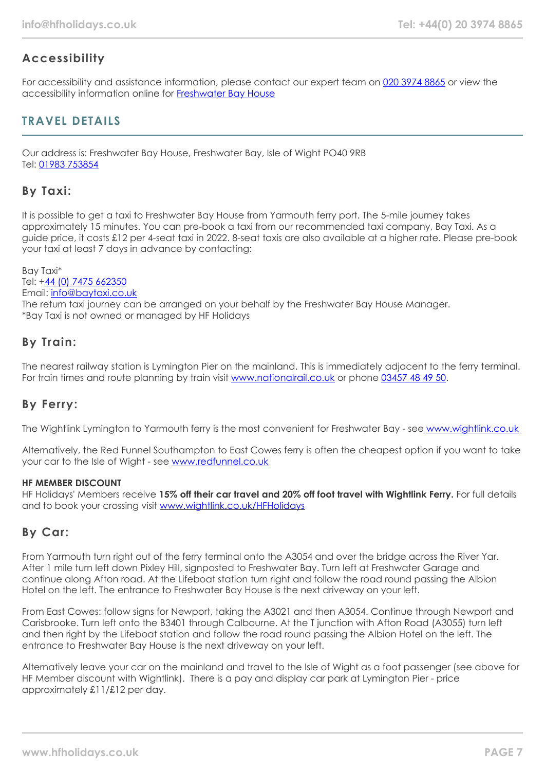## Accessibility

For accessibility and assistance information, please contact our expert team on 020 3974 8865 or view the accessibility information online for Freshwater Bay House

## TRAVEL DETAILS

Our address is: Freshwater Bay House, Freshwater Bay, Isle of Wight PO40 9RB
Tel: 01983 753854

### By Taxi:

It is possible to get a taxi to Freshwater Bay House from Yarmouth ferry port. The 5-mile journey takes approximately 15 minutes. You can pre-book a taxi from our recommended taxi company, Bay Taxi. As a guide price, it costs £12 per 4-seat taxi in 2022. 8-seat taxis are also available at a higher rate. Please pre-book your taxi at least 7 days in advance by contacting:

Bay Taxi*
Tel: +44 (0) 7475 662350
Email: info@baytaxi.co.uk
The return taxi journey can be arranged on your behalf by the Freshwater Bay House Manager.
*Bay Taxi is not owned or managed by HF Holidays

### By Train:

The nearest railway station is Lymington Pier on the mainland. This is immediately adjacent to the ferry terminal. For train times and route planning by train visit www.nationalrail.co.uk or phone 03457 48 49 50.

### By Ferry:

The Wightlink Lymington to Yarmouth ferry is the most convenient for Freshwater Bay - see www.wightlink.co.uk

Alternatively, the Red Funnel Southampton to East Cowes ferry is often the cheapest option if you want to take your car to the Isle of Wight - see www.redfunnel.co.uk

**HF MEMBER DISCOUNT**
HF Holidays' Members receive **15% off their car travel and 20% off foot travel with Wightlink Ferry.** For full details and to book your crossing visit www.wightlink.co.uk/HFHolidays

### By Car:

From Yarmouth turn right out of the ferry terminal onto the A3054 and over the bridge across the River Yar. After 1 mile turn left down Pixley Hill, signposted to Freshwater Bay. Turn left at Freshwater Garage and continue along Afton road. At the Lifeboat station turn right and follow the road round passing the Albion Hotel on the left. The entrance to Freshwater Bay House is the next driveway on your left.

From East Cowes: follow signs for Newport, taking the A3021 and then A3054. Continue through Newport and Carisbrooke. Turn left onto the B3401 through Calbourne. At the T junction with Afton Road (A3055) turn left and then right by the Lifeboat station and follow the road round passing the Albion Hotel on the left. The entrance to Freshwater Bay House is the next driveway on your left.

Alternatively leave your car on the mainland and travel to the Isle of Wight as a foot passenger (see above for HF Member discount with Wightlink). There is a pay and display car park at Lymington Pier - price approximately £11/£12 per day.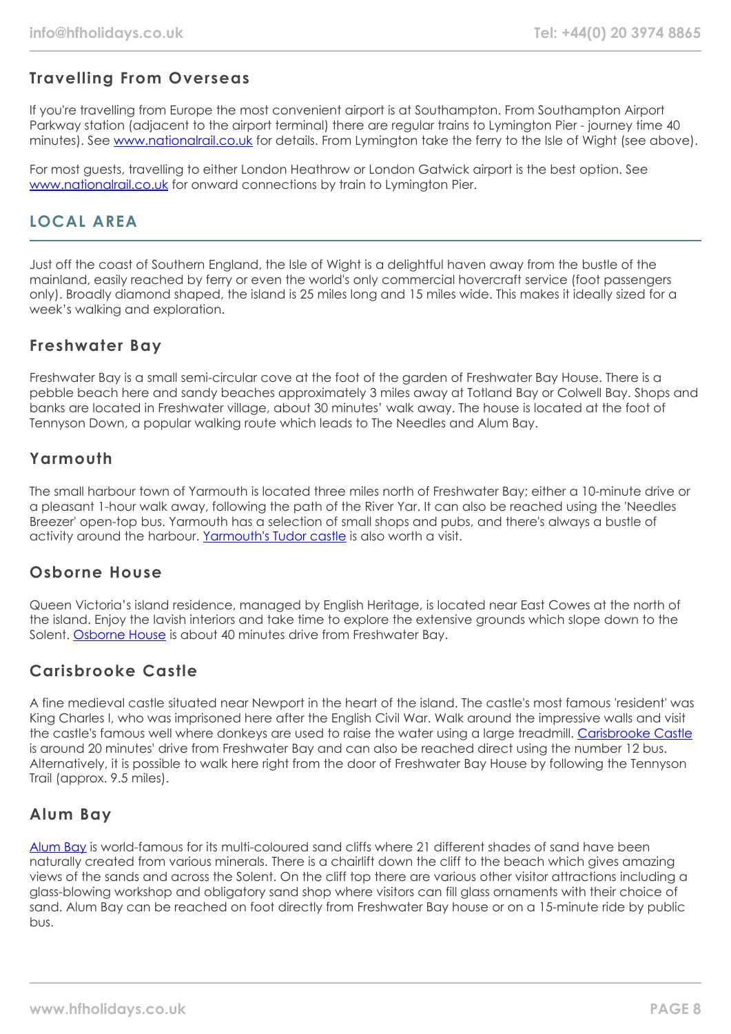### Travelling From Overseas

If you're travelling from Europe the most convenient airport is at Southampton. From Southampton Airport Parkway station (adjacent to the airport terminal) there are regular trains to Lymington Pier - journey time 40 minutes). See [www.nationalrail.co.uk](http://www.nationalrail.co.uk) for details. From Lymington take the ferry to the Isle of Wight (see above).

For most guests, travelling to either London Heathrow or London Gatwick airport is the best option. See [www.nationalrail.co.uk](http://www.nationalrail.co.uk) for onward connections by train to Lymington Pier.

## LOCAL AREA

Just off the coast of Southern England, the Isle of Wight is a delightful haven away from the bustle of the mainland, easily reached by ferry or even the world's only commercial hovercraft service (foot passengers only). Broadly diamond shaped, the island is 25 miles long and 15 miles wide. This makes it ideally sized for a week's walking and exploration.

### Freshwater Bay

Freshwater Bay is a small semi-circular cove at the foot of the garden of Freshwater Bay House. There is a pebble beach here and sandy beaches approximately 3 miles away at Totland Bay or Colwell Bay. Shops and banks are located in Freshwater village, about 30 minutes' walk away. The house is located at the foot of Tennyson Down, a popular walking route which leads to The Needles and Alum Bay.

### Yarmouth

The small harbour town of Yarmouth is located three miles north of Freshwater Bay; either a 10-minute drive or a pleasant 1-hour walk away, following the path of the River Yar. It can also be reached using the 'Needles Breezer' open-top bus. Yarmouth has a selection of small shops and pubs, and there's always a bustle of activity around the harbour. Yarmouth's Tudor castle is also worth a visit.

### Osborne House

Queen Victoria's island residence, managed by English Heritage, is located near East Cowes at the north of the island. Enjoy the lavish interiors and take time to explore the extensive grounds which slope down to the Solent. Osborne House is about 40 minutes drive from Freshwater Bay.

### Carisbrooke Castle

A fine medieval castle situated near Newport in the heart of the island. The castle's most famous 'resident' was King Charles I, who was imprisoned here after the English Civil War. Walk around the impressive walls and visit the castle's famous well where donkeys are used to raise the water using a large treadmill. Carisbrooke Castle is around 20 minutes' drive from Freshwater Bay and can also be reached direct using the number 12 bus. Alternatively, it is possible to walk here right from the door of Freshwater Bay House by following the Tennyson Trail (approx. 9.5 miles).

### Alum Bay

Alum Bay is world-famous for its multi-coloured sand cliffs where 21 different shades of sand have been naturally created from various minerals. There is a chairlift down the cliff to the beach which gives amazing views of the sands and across the Solent. On the cliff top there are various other visitor attractions including a glass-blowing workshop and obligatory sand shop where visitors can fill glass ornaments with their choice of sand. Alum Bay can be reached on foot directly from Freshwater Bay house or on a 15-minute ride by public bus.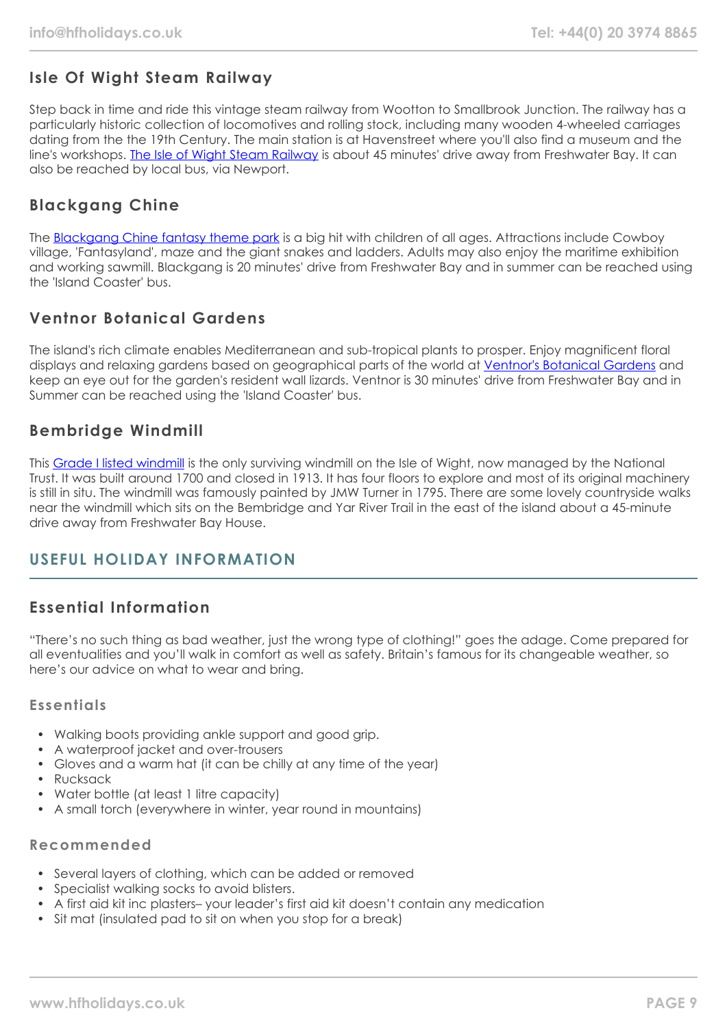### Isle Of Wight Steam Railway

Step back in time and ride this vintage steam railway from Wootton to Smallbrook Junction. The railway has a particularly historic collection of locomotives and rolling stock, including many wooden 4-wheeled carriages dating from the the 19th Century. The main station is at Havenstreet where you'll also find a museum and the line's workshops. The Isle of Wight Steam Railway is about 45 minutes' drive away from Freshwater Bay. It can also be reached by local bus, via Newport.

### Blackgang Chine

The Blackgang Chine fantasy theme park is a big hit with children of all ages. Attractions include Cowboy village, 'Fantasyland', maze and the giant snakes and ladders. Adults may also enjoy the maritime exhibition and working sawmill. Blackgang is 20 minutes' drive from Freshwater Bay and in summer can be reached using the 'Island Coaster' bus.

### Ventnor Botanical Gardens

The island's rich climate enables Mediterranean and sub-tropical plants to prosper. Enjoy magnificent floral displays and relaxing gardens based on geographical parts of the world at Ventnor's Botanical Gardens and keep an eye out for the garden's resident wall lizards. Ventnor is 30 minutes' drive from Freshwater Bay and in Summer can be reached using the 'Island Coaster' bus.

### Bembridge Windmill

This Grade I listed windmill is the only surviving windmill on the Isle of Wight, now managed by the National Trust. It was built around 1700 and closed in 1913. It has four floors to explore and most of its original machinery is still in situ. The windmill was famously painted by JMW Turner in 1795. There are some lovely countryside walks near the windmill which sits on the Bembridge and Yar River Trail in the east of the island about a 45-minute drive away from Freshwater Bay House.

## USEFUL HOLIDAY INFORMATION

### Essential Information

"There's no such thing as bad weather, just the wrong type of clothing!" goes the adage. Come prepared for all eventualities and you'll walk in comfort as well as safety. Britain's famous for its changeable weather, so here's our advice on what to wear and bring.

#### Essentials

- Walking boots providing ankle support and good grip.
- A waterproof jacket and over-trousers
- Gloves and a warm hat (it can be chilly at any time of the year)
- Rucksack
- Water bottle (at least 1 litre capacity)
- A small torch (everywhere in winter, year round in mountains)

#### Recommended

- Several layers of clothing, which can be added or removed
- Specialist walking socks to avoid blisters.
- A first aid kit inc plasters– your leader's first aid kit doesn't contain any medication
- Sit mat (insulated pad to sit on when you stop for a break)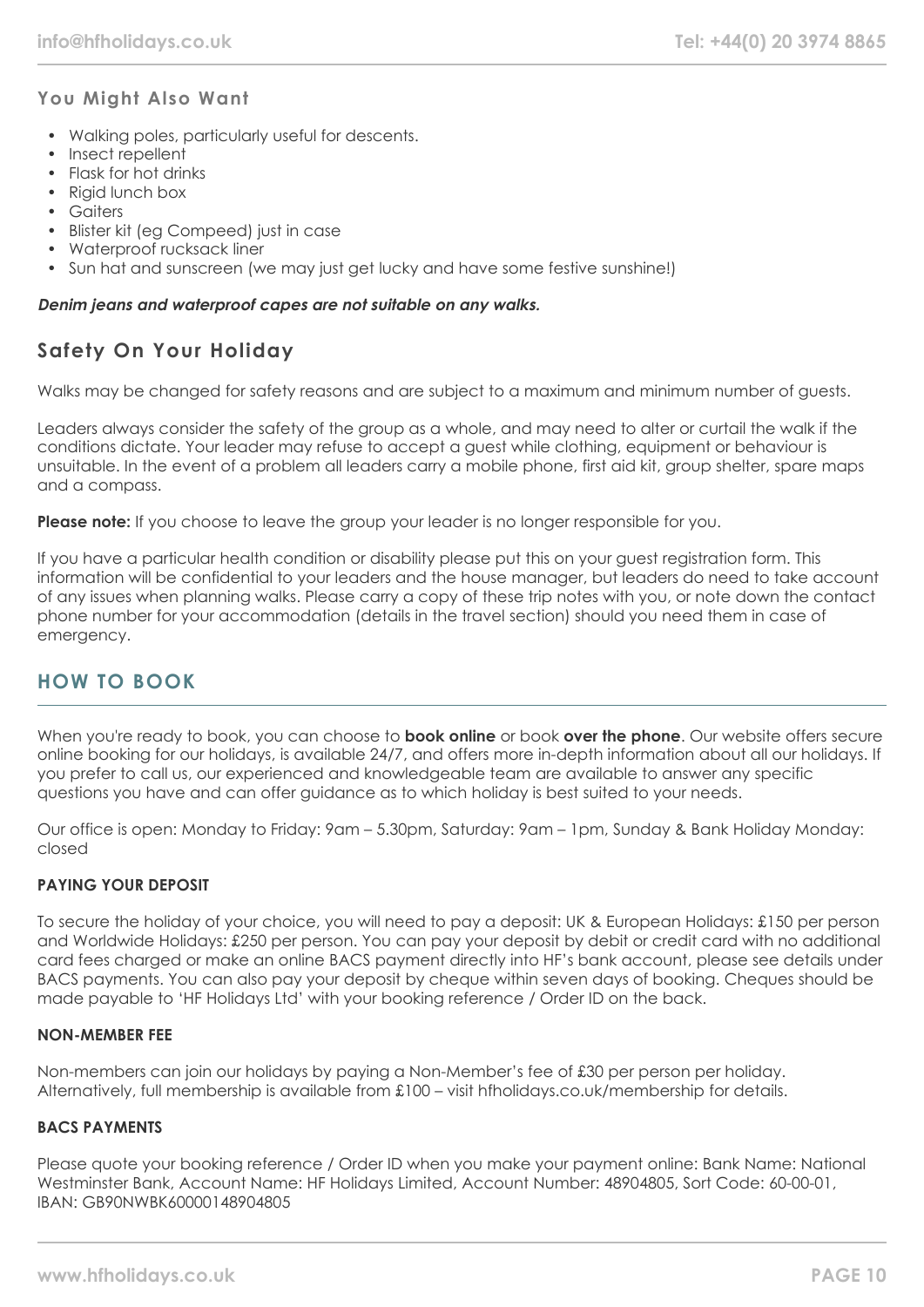### You Might Also Want

- Walking poles, particularly useful for descents.
- Insect repellent
- Flask for hot drinks
- Rigid lunch box
- Gaiters
- Blister kit (eg Compeed) just in case
- Waterproof rucksack liner
- Sun hat and sunscreen (we may just get lucky and have some festive sunshine!)

***Denim jeans and waterproof capes are not suitable on any walks.***

## Safety On Your Holiday

Walks may be changed for safety reasons and are subject to a maximum and minimum number of guests.

Leaders always consider the safety of the group as a whole, and may need to alter or curtail the walk if the conditions dictate. Your leader may refuse to accept a guest while clothing, equipment or behaviour is unsuitable. In the event of a problem all leaders carry a mobile phone, first aid kit, group shelter, spare maps and a compass.

**Please note:** If you choose to leave the group your leader is no longer responsible for you.

If you have a particular health condition or disability please put this on your guest registration form. This information will be confidential to your leaders and the house manager, but leaders do need to take account of any issues when planning walks. Please carry a copy of these trip notes with you, or note down the contact phone number for your accommodation (details in the travel section) should you need them in case of emergency.

## HOW TO BOOK

When you're ready to book, you can choose to **book online** or book **over the phone**. Our website offers secure online booking for our holidays, is available 24/7, and offers more in-depth information about all our holidays. If you prefer to call us, our experienced and knowledgeable team are available to answer any specific questions you have and can offer guidance as to which holiday is best suited to your needs.

Our office is open: Monday to Friday: 9am – 5.30pm, Saturday: 9am – 1pm, Sunday & Bank Holiday Monday: closed

#### PAYING YOUR DEPOSIT

To secure the holiday of your choice, you will need to pay a deposit: UK & European Holidays: £150 per person and Worldwide Holidays: £250 per person. You can pay your deposit by debit or credit card with no additional card fees charged or make an online BACS payment directly into HF's bank account, please see details under BACS payments. You can also pay your deposit by cheque within seven days of booking. Cheques should be made payable to 'HF Holidays Ltd' with your booking reference / Order ID on the back.

#### NON-MEMBER FEE

Non-members can join our holidays by paying a Non-Member's fee of £30 per person per holiday. Alternatively, full membership is available from £100 – visit hfholidays.co.uk/membership for details.

#### BACS PAYMENTS

Please quote your booking reference / Order ID when you make your payment online: Bank Name: National Westminster Bank, Account Name: HF Holidays Limited, Account Number: 48904805, Sort Code: 60-00-01, IBAN: GB90NWBK60000148904805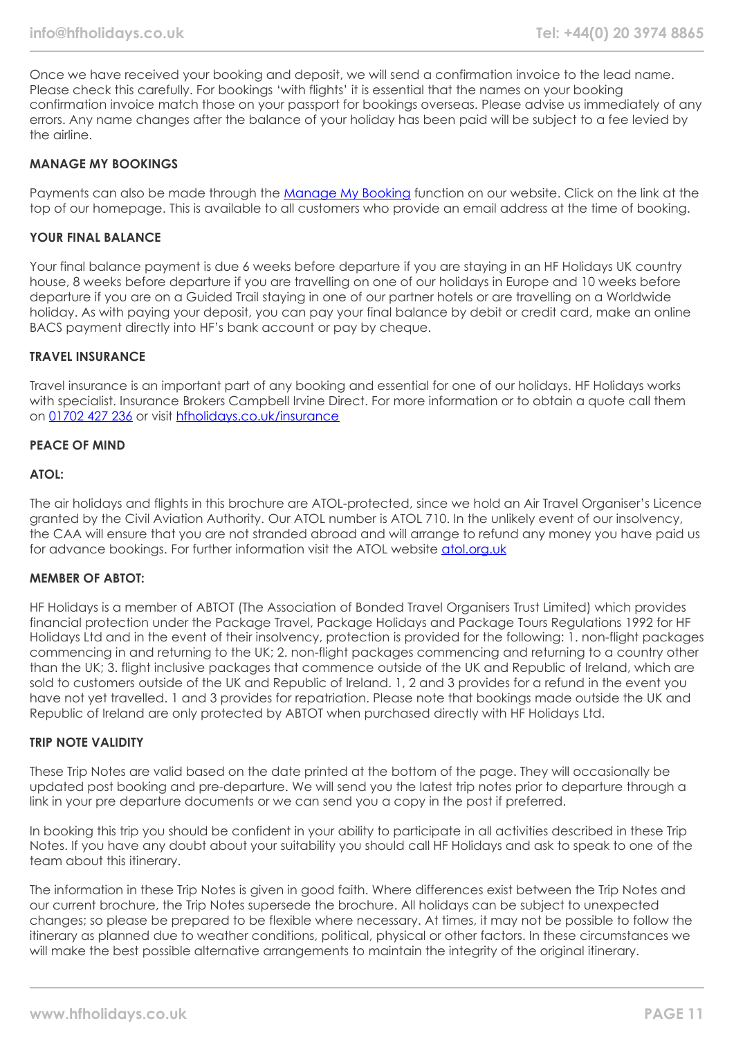Once we have received your booking and deposit, we will send a confirmation invoice to the lead name. Please check this carefully. For bookings 'with flights' it is essential that the names on your booking confirmation invoice match those on your passport for bookings overseas. Please advise us immediately of any errors. Any name changes after the balance of your holiday has been paid will be subject to a fee levied by the airline.

**MANAGE MY BOOKINGS**

Payments can also be made through the [Manage My Booking] function on our website. Click on the link at the top of our homepage. This is available to all customers who provide an email address at the time of booking.

**YOUR FINAL BALANCE**

Your final balance payment is due 6 weeks before departure if you are staying in an HF Holidays UK country house, 8 weeks before departure if you are travelling on one of our holidays in Europe and 10 weeks before departure if you are on a Guided Trail staying in one of our partner hotels or are travelling on a Worldwide holiday. As with paying your deposit, you can pay your final balance by debit or credit card, make an online BACS payment directly into HF's bank account or pay by cheque.

**TRAVEL INSURANCE**

Travel insurance is an important part of any booking and essential for one of our holidays. HF Holidays works with specialist. Insurance Brokers Campbell Irvine Direct. For more information or to obtain a quote call them on 01702 427 236 or visit hfholidays.co.uk/insurance

**PEACE OF MIND**

**ATOL:**

The air holidays and flights in this brochure are ATOL-protected, since we hold an Air Travel Organiser's Licence granted by the Civil Aviation Authority. Our ATOL number is ATOL 710. In the unlikely event of our insolvency, the CAA will ensure that you are not stranded abroad and will arrange to refund any money you have paid us for advance bookings. For further information visit the ATOL website atol.org.uk

**MEMBER OF ABTOT:**

HF Holidays is a member of ABTOT (The Association of Bonded Travel Organisers Trust Limited) which provides financial protection under the Package Travel, Package Holidays and Package Tours Regulations 1992 for HF Holidays Ltd and in the event of their insolvency, protection is provided for the following: 1. non-flight packages commencing in and returning to the UK; 2. non-flight packages commencing and returning to a country other than the UK; 3. flight inclusive packages that commence outside of the UK and Republic of Ireland, which are sold to customers outside of the UK and Republic of Ireland. 1, 2 and 3 provides for a refund in the event you have not yet travelled. 1 and 3 provides for repatriation. Please note that bookings made outside the UK and Republic of Ireland are only protected by ABTOT when purchased directly with HF Holidays Ltd.

**TRIP NOTE VALIDITY**

These Trip Notes are valid based on the date printed at the bottom of the page. They will occasionally be updated post booking and pre-departure. We will send you the latest trip notes prior to departure through a link in your pre departure documents or we can send you a copy in the post if preferred.

In booking this trip you should be confident in your ability to participate in all activities described in these Trip Notes. If you have any doubt about your suitability you should call HF Holidays and ask to speak to one of the team about this itinerary.

The information in these Trip Notes is given in good faith. Where differences exist between the Trip Notes and our current brochure, the Trip Notes supersede the brochure. All holidays can be subject to unexpected changes; so please be prepared to be flexible where necessary. At times, it may not be possible to follow the itinerary as planned due to weather conditions, political, physical or other factors. In these circumstances we will make the best possible alternative arrangements to maintain the integrity of the original itinerary.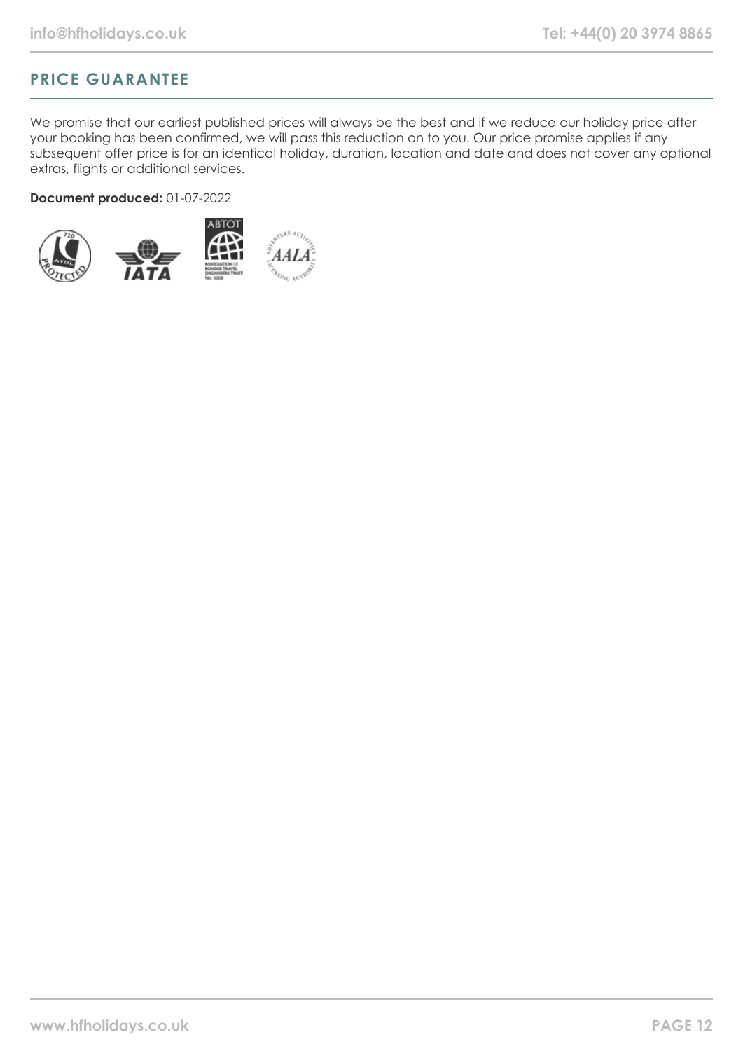## PRICE GUARANTEE

We promise that our earliest published prices will always be the best and if we reduce our holiday price after your booking has been confirmed, we will pass this reduction on to you. Our price promise applies if any subsequent offer price is for an identical holiday, duration, location and date and does not cover any optional extras, flights or additional services.

**Document produced:** 01-07-2022